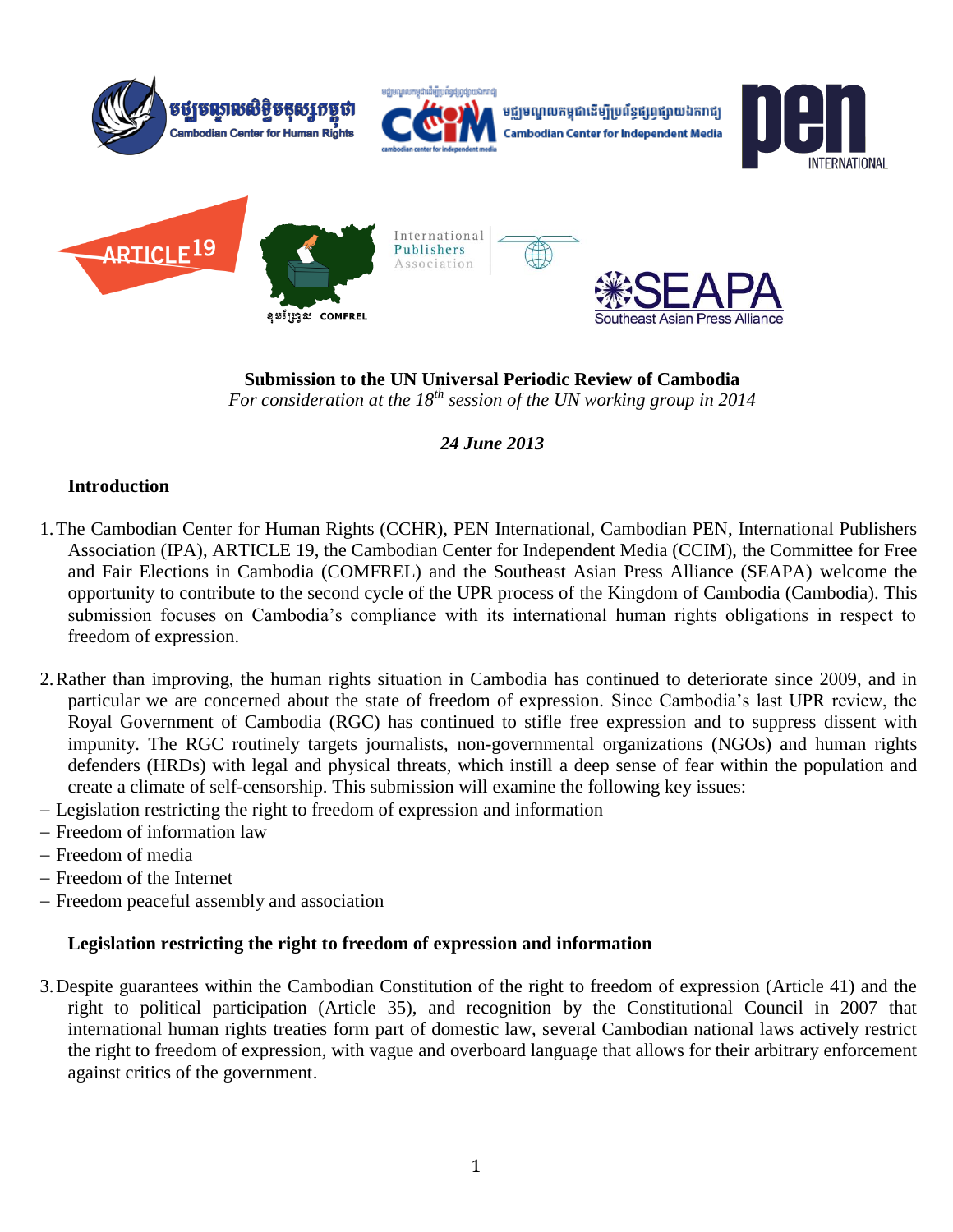**Submission to the UN Universal Periodic Review of Cambodia**

*For consideration at the 18th session of the UN working group in 2014*

***24 June 2013***

## Introduction

1. The Cambodian Center for Human Rights (CCHR), PEN International, Cambodian PEN, International Publishers Association (IPA), ARTICLE 19, the Cambodian Center for Independent Media (CCIM), the Committee for Free and Fair Elections in Cambodia (COMFREL) and the Southeast Asian Press Alliance (SEAPA) welcome the opportunity to contribute to the second cycle of the UPR process of the Kingdom of Cambodia (Cambodia). This submission focuses on Cambodia's compliance with its international human rights obligations in respect to freedom of expression.

2. Rather than improving, the human rights situation in Cambodia has continued to deteriorate since 2009, and in particular we are concerned about the state of freedom of expression. Since Cambodia's last UPR review, the Royal Government of Cambodia (RGC) has continued to stifle free expression and to suppress dissent with impunity. The RGC routinely targets journalists, non-governmental organizations (NGOs) and human rights defenders (HRDs) with legal and physical threats, which instill a deep sense of fear within the population and create a climate of self-censorship. This submission will examine the following key issues:

- Legislation restricting the right to freedom of expression and information
- Freedom of information law
- Freedom of media
- Freedom of the Internet
- Freedom peaceful assembly and association

## Legislation restricting the right to freedom of expression and information

3. Despite guarantees within the Cambodian Constitution of the right to freedom of expression (Article 41) and the right to political participation (Article 35), and recognition by the Constitutional Council in 2007 that international human rights treaties form part of domestic law, several Cambodian national laws actively restrict the right to freedom of expression, with vague and overboard language that allows for their arbitrary enforcement against critics of the government.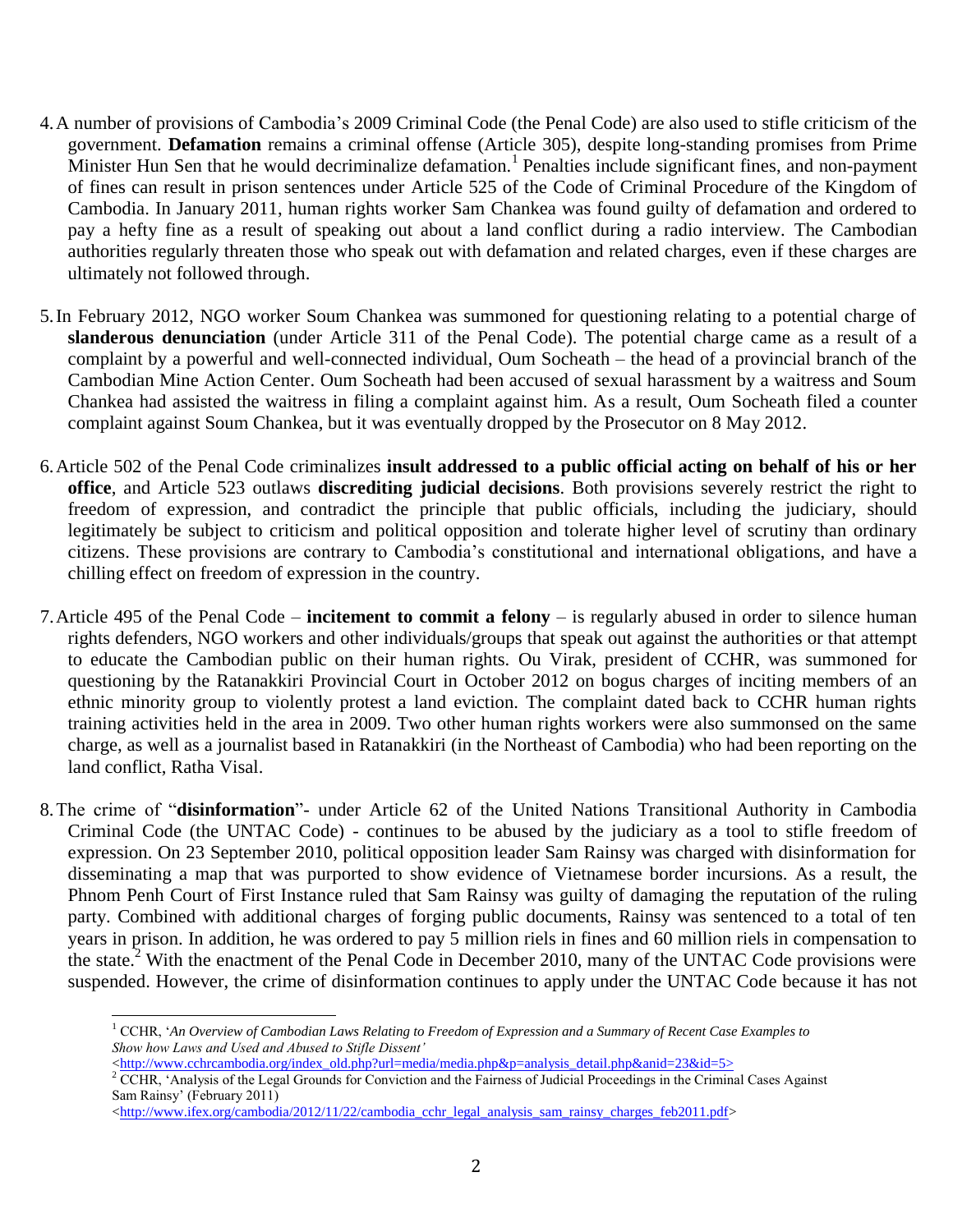4. A number of provisions of Cambodia's 2009 Criminal Code (the Penal Code) are also used to stifle criticism of the government. **Defamation** remains a criminal offense (Article 305), despite long-standing promises from Prime Minister Hun Sen that he would decriminalize defamation.[1] Penalties include significant fines, and non-payment of fines can result in prison sentences under Article 525 of the Code of Criminal Procedure of the Kingdom of Cambodia. In January 2011, human rights worker Sam Chankea was found guilty of defamation and ordered to pay a hefty fine as a result of speaking out about a land conflict during a radio interview. The Cambodian authorities regularly threaten those who speak out with defamation and related charges, even if these charges are ultimately not followed through.

5. In February 2012, NGO worker Soum Chankea was summoned for questioning relating to a potential charge of **slanderous denunciation** (under Article 311 of the Penal Code). The potential charge came as a result of a complaint by a powerful and well-connected individual, Oum Socheath – the head of a provincial branch of the Cambodian Mine Action Center. Oum Socheath had been accused of sexual harassment by a waitress and Soum Chankea had assisted the waitress in filing a complaint against him. As a result, Oum Socheath filed a counter complaint against Soum Chankea, but it was eventually dropped by the Prosecutor on 8 May 2012.

6. Article 502 of the Penal Code criminalizes **insult addressed to a public official acting on behalf of his or her office**, and Article 523 outlaws **discrediting judicial decisions**. Both provisions severely restrict the right to freedom of expression, and contradict the principle that public officials, including the judiciary, should legitimately be subject to criticism and political opposition and tolerate higher level of scrutiny than ordinary citizens. These provisions are contrary to Cambodia's constitutional and international obligations, and have a chilling effect on freedom of expression in the country.

7. Article 495 of the Penal Code – **incitement to commit a felony** – is regularly abused in order to silence human rights defenders, NGO workers and other individuals/groups that speak out against the authorities or that attempt to educate the Cambodian public on their human rights. Ou Virak, president of CCHR, was summoned for questioning by the Ratanakkiri Provincial Court in October 2012 on bogus charges of inciting members of an ethnic minority group to violently protest a land eviction. The complaint dated back to CCHR human rights training activities held in the area in 2009. Two other human rights workers were also summonsed on the same charge, as well as a journalist based in Ratanakkiri (in the Northeast of Cambodia) who had been reporting on the land conflict, Ratha Visal.

8. The crime of "**disinformation**"- under Article 62 of the United Nations Transitional Authority in Cambodia Criminal Code (the UNTAC Code) - continues to be abused by the judiciary as a tool to stifle freedom of expression. On 23 September 2010, political opposition leader Sam Rainsy was charged with disinformation for disseminating a map that was purported to show evidence of Vietnamese border incursions. As a result, the Phnom Penh Court of First Instance ruled that Sam Rainsy was guilty of damaging the reputation of the ruling party. Combined with additional charges of forging public documents, Rainsy was sentenced to a total of ten years in prison. In addition, he was ordered to pay 5 million riels in fines and 60 million riels in compensation to the state.[2] With the enactment of the Penal Code in December 2010, many of the UNTAC Code provisions were suspended. However, the crime of disinformation continues to apply under the UNTAC Code because it has not

---

[1] CCHR, '*An Overview of Cambodian Laws Relating to Freedom of Expression and a Summary of Recent Case Examples to Show how Laws and Used and Abused to Stifle Dissent'* <http://www.cchrcambodia.org/index_old.php?url=media/media.php&p=analysis_detail.php&anid=23&id=5>

[2] CCHR, 'Analysis of the Legal Grounds for Conviction and the Fairness of Judicial Proceedings in the Criminal Cases Against Sam Rainsy' (February 2011) <http://www.ifex.org/cambodia/2012/11/22/cambodia_cchr_legal_analysis_sam_rainsy_charges_feb2011.pdf>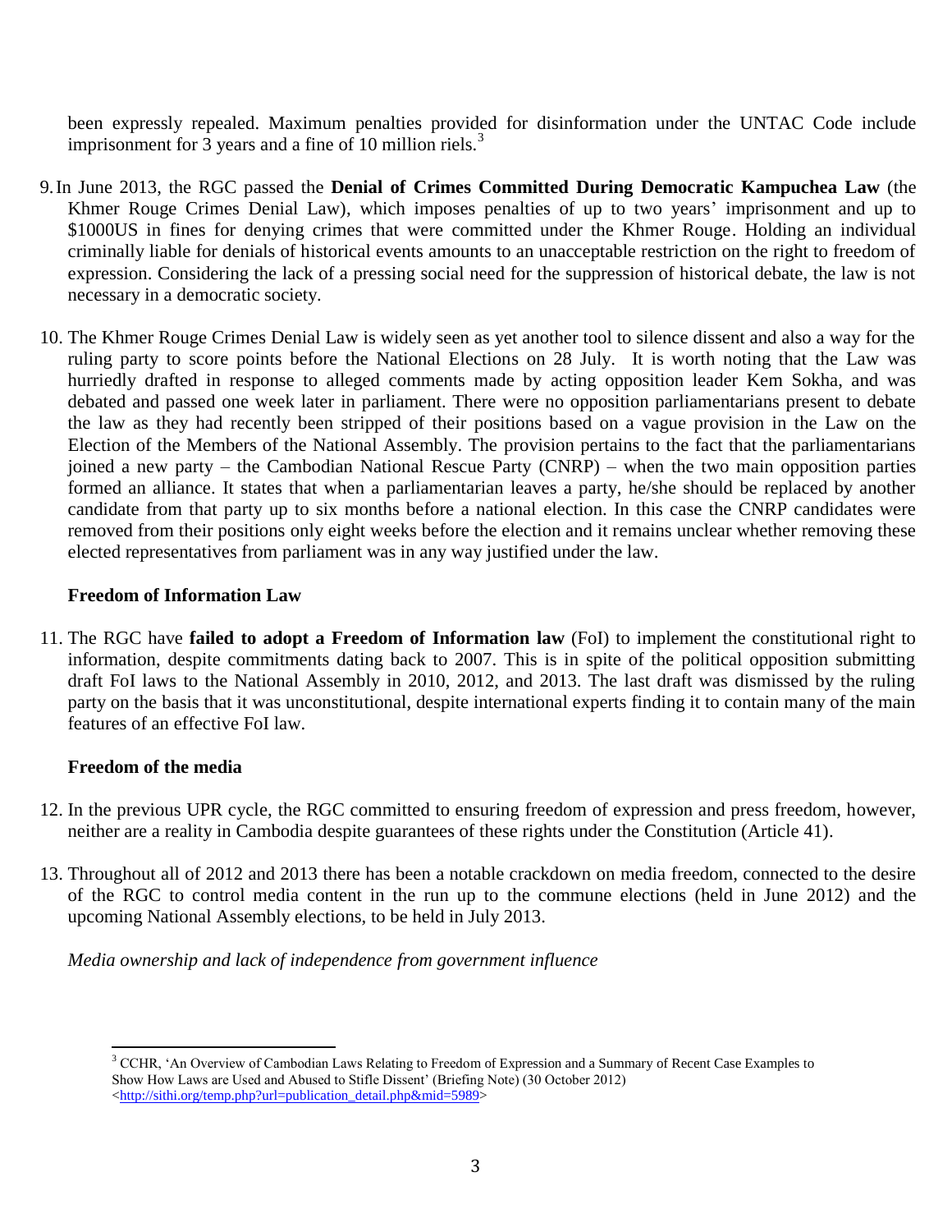been expressly repealed. Maximum penalties provided for disinformation under the UNTAC Code include imprisonment for 3 years and a fine of 10 million riels.[3]

9. In June 2013, the RGC passed the **Denial of Crimes Committed During Democratic Kampuchea Law** (the Khmer Rouge Crimes Denial Law), which imposes penalties of up to two years' imprisonment and up to $1000US in fines for denying crimes that were committed under the Khmer Rouge. Holding an individual criminally liable for denials of historical events amounts to an unacceptable restriction on the right to freedom of expression. Considering the lack of a pressing social need for the suppression of historical debate, the law is not necessary in a democratic society.

10. The Khmer Rouge Crimes Denial Law is widely seen as yet another tool to silence dissent and also a way for the ruling party to score points before the National Elections on 28 July. It is worth noting that the Law was hurriedly drafted in response to alleged comments made by acting opposition leader Kem Sokha, and was debated and passed one week later in parliament. There were no opposition parliamentarians present to debate the law as they had recently been stripped of their positions based on a vague provision in the Law on the Election of the Members of the National Assembly. The provision pertains to the fact that the parliamentarians joined a new party – the Cambodian National Rescue Party (CNRP) – when the two main opposition parties formed an alliance. It states that when a parliamentarian leaves a party, he/she should be replaced by another candidate from that party up to six months before a national election. In this case the CNRP candidates were removed from their positions only eight weeks before the election and it remains unclear whether removing these elected representatives from parliament was in any way justified under the law.

**Freedom of Information Law**

11. The RGC have **failed to adopt a Freedom of Information law** (FoI) to implement the constitutional right to information, despite commitments dating back to 2007. This is in spite of the political opposition submitting draft FoI laws to the National Assembly in 2010, 2012, and 2013. The last draft was dismissed by the ruling party on the basis that it was unconstitutional, despite international experts finding it to contain many of the main features of an effective FoI law.

**Freedom of the media**

12. In the previous UPR cycle, the RGC committed to ensuring freedom of expression and press freedom, however, neither are a reality in Cambodia despite guarantees of these rights under the Constitution (Article 41).

13. Throughout all of 2012 and 2013 there has been a notable crackdown on media freedom, connected to the desire of the RGC to control media content in the run up to the commune elections (held in June 2012) and the upcoming National Assembly elections, to be held in July 2013.

*Media ownership and lack of independence from government influence*

---

[3] CCHR, 'An Overview of Cambodian Laws Relating to Freedom of Expression and a Summary of Recent Case Examples to Show How Laws are Used and Abused to Stifle Dissent' (Briefing Note) (30 October 2012) <http://sithi.org/temp.php?url=publication_detail.php&mid=5989>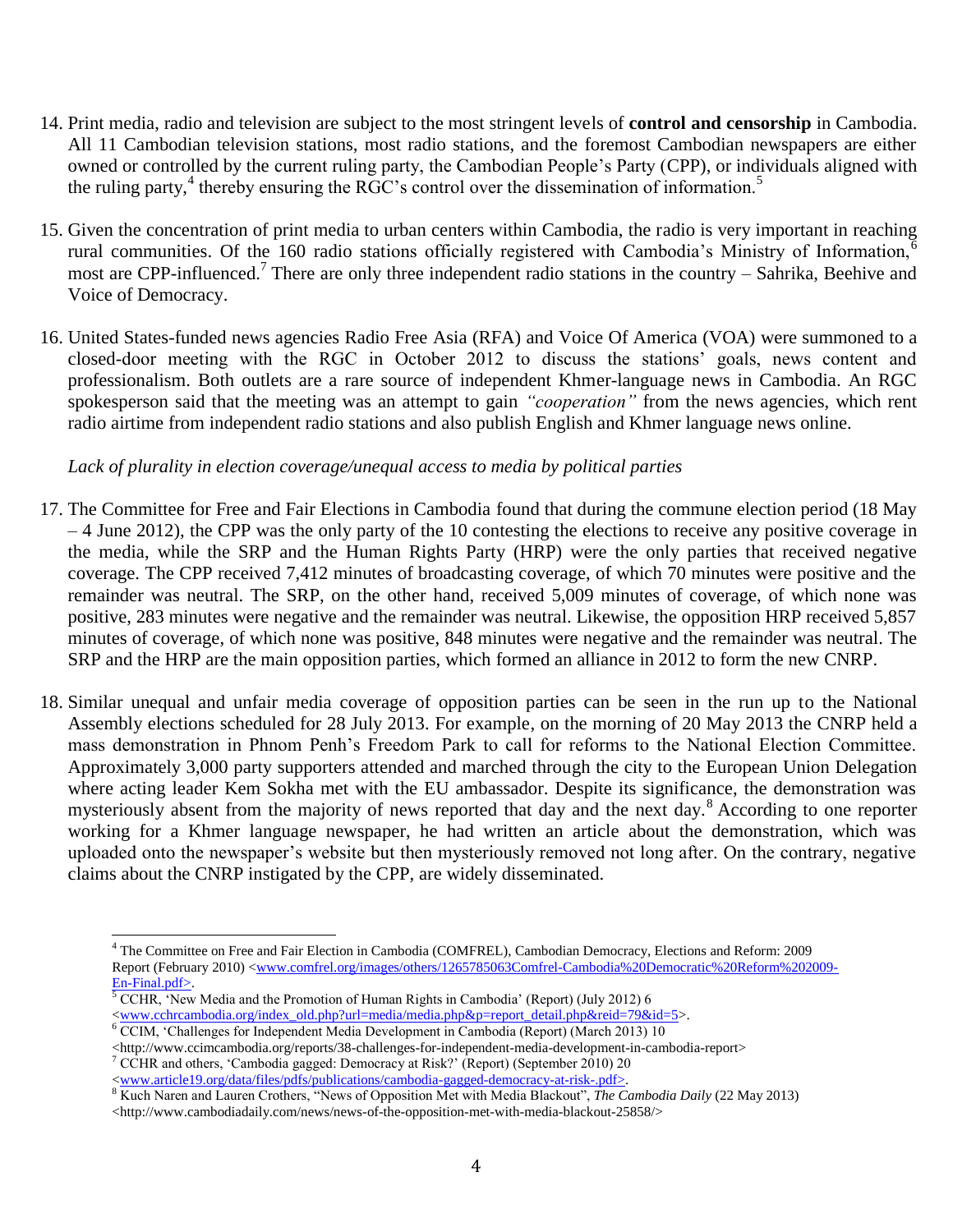14. Print media, radio and television are subject to the most stringent levels of **control and censorship** in Cambodia. All 11 Cambodian television stations, most radio stations, and the foremost Cambodian newspapers are either owned or controlled by the current ruling party, the Cambodian People's Party (CPP), or individuals aligned with the ruling party,[4] thereby ensuring the RGC's control over the dissemination of information.[5]

15. Given the concentration of print media to urban centers within Cambodia, the radio is very important in reaching rural communities. Of the 160 radio stations officially registered with Cambodia's Ministry of Information,[6] most are CPP-influenced.[7] There are only three independent radio stations in the country – Sahrika, Beehive and Voice of Democracy.

16. United States-funded news agencies Radio Free Asia (RFA) and Voice Of America (VOA) were summoned to a closed-door meeting with the RGC in October 2012 to discuss the stations' goals, news content and professionalism. Both outlets are a rare source of independent Khmer-language news in Cambodia. An RGC spokesperson said that the meeting was an attempt to gain *"cooperation"* from the news agencies, which rent radio airtime from independent radio stations and also publish English and Khmer language news online.

*Lack of plurality in election coverage/unequal access to media by political parties*

17. The Committee for Free and Fair Elections in Cambodia found that during the commune election period (18 May – 4 June 2012), the CPP was the only party of the 10 contesting the elections to receive any positive coverage in the media, while the SRP and the Human Rights Party (HRP) were the only parties that received negative coverage. The CPP received 7,412 minutes of broadcasting coverage, of which 70 minutes were positive and the remainder was neutral. The SRP, on the other hand, received 5,009 minutes of coverage, of which none was positive, 283 minutes were negative and the remainder was neutral. Likewise, the opposition HRP received 5,857 minutes of coverage, of which none was positive, 848 minutes were negative and the remainder was neutral. The SRP and the HRP are the main opposition parties, which formed an alliance in 2012 to form the new CNRP.

18. Similar unequal and unfair media coverage of opposition parties can be seen in the run up to the National Assembly elections scheduled for 28 July 2013. For example, on the morning of 20 May 2013 the CNRP held a mass demonstration in Phnom Penh's Freedom Park to call for reforms to the National Election Committee. Approximately 3,000 party supporters attended and marched through the city to the European Union Delegation where acting leader Kem Sokha met with the EU ambassador. Despite its significance, the demonstration was mysteriously absent from the majority of news reported that day and the next day.[8] According to one reporter working for a Khmer language newspaper, he had written an article about the demonstration, which was uploaded onto the newspaper's website but then mysteriously removed not long after. On the contrary, negative claims about the CNRP instigated by the CPP, are widely disseminated.

---

[4] The Committee on Free and Fair Election in Cambodia (COMFREL), Cambodian Democracy, Elections and Reform: 2009 Report (February 2010) <www.comfrel.org/images/others/1265785063Comfrel-Cambodia%20Democratic%20Reform%202009-En-Final.pdf>.

[5] CCHR, 'New Media and the Promotion of Human Rights in Cambodia' (Report) (July 2012) 6 <www.cchrcambodia.org/index_old.php?url=media/media.php&p=report_detail.php&reid=79&id=5>.

[6] CCIM, 'Challenges for Independent Media Development in Cambodia (Report) (March 2013) 10 <http://www.ccimcambodia.org/reports/38-challenges-for-independent-media-development-in-cambodia-report>

[7] CCHR and others, 'Cambodia gagged: Democracy at Risk?' (Report) (September 2010) 20 <www.article19.org/data/files/pdfs/publications/cambodia-gagged-democracy-at-risk-.pdf>.

[8] Kuch Naren and Lauren Crothers, "News of Opposition Met with Media Blackout", *The Cambodia Daily* (22 May 2013) <http://www.cambodiadaily.com/news/news-of-the-opposition-met-with-media-blackout-25858/>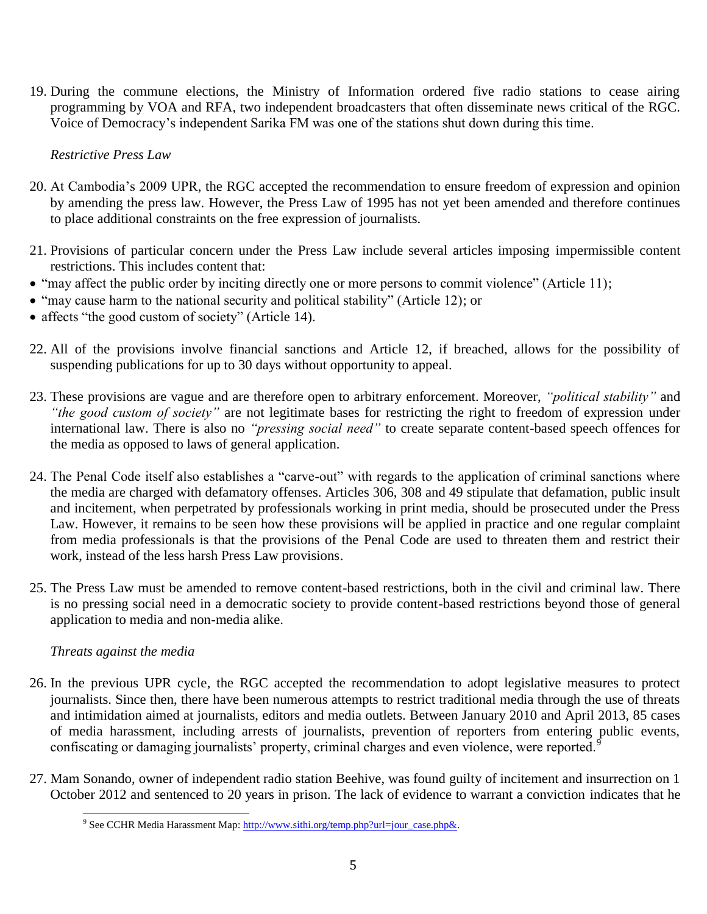19. During the commune elections, the Ministry of Information ordered five radio stations to cease airing programming by VOA and RFA, two independent broadcasters that often disseminate news critical of the RGC. Voice of Democracy's independent Sarika FM was one of the stations shut down during this time.

*Restrictive Press Law*

20. At Cambodia's 2009 UPR, the RGC accepted the recommendation to ensure freedom of expression and opinion by amending the press law. However, the Press Law of 1995 has not yet been amended and therefore continues to place additional constraints on the free expression of journalists.

21. Provisions of particular concern under the Press Law include several articles imposing impermissible content restrictions. This includes content that:

- "may affect the public order by inciting directly one or more persons to commit violence" (Article 11);
- "may cause harm to the national security and political stability" (Article 12); or
- affects "the good custom of society" (Article 14).

22. All of the provisions involve financial sanctions and Article 12, if breached, allows for the possibility of suspending publications for up to 30 days without opportunity to appeal.

23. These provisions are vague and are therefore open to arbitrary enforcement. Moreover, *"political stability"* and *"the good custom of society"* are not legitimate bases for restricting the right to freedom of expression under international law. There is also no *"pressing social need"* to create separate content-based speech offences for the media as opposed to laws of general application.

24. The Penal Code itself also establishes a "carve-out" with regards to the application of criminal sanctions where the media are charged with defamatory offenses. Articles 306, 308 and 49 stipulate that defamation, public insult and incitement, when perpetrated by professionals working in print media, should be prosecuted under the Press Law. However, it remains to be seen how these provisions will be applied in practice and one regular complaint from media professionals is that the provisions of the Penal Code are used to threaten them and restrict their work, instead of the less harsh Press Law provisions.

25. The Press Law must be amended to remove content-based restrictions, both in the civil and criminal law. There is no pressing social need in a democratic society to provide content-based restrictions beyond those of general application to media and non-media alike.

*Threats against the media*

26. In the previous UPR cycle, the RGC accepted the recommendation to adopt legislative measures to protect journalists. Since then, there have been numerous attempts to restrict traditional media through the use of threats and intimidation aimed at journalists, editors and media outlets. Between January 2010 and April 2013, 85 cases of media harassment, including arrests of journalists, prevention of reporters from entering public events, confiscating or damaging journalists' property, criminal charges and even violence, were reported.[9]

27. Mam Sonando, owner of independent radio station Beehive, was found guilty of incitement and insurrection on 1 October 2012 and sentenced to 20 years in prison. The lack of evidence to warrant a conviction indicates that he

[9] See CCHR Media Harassment Map: http://www.sithi.org/temp.php?url=jour_case.php&.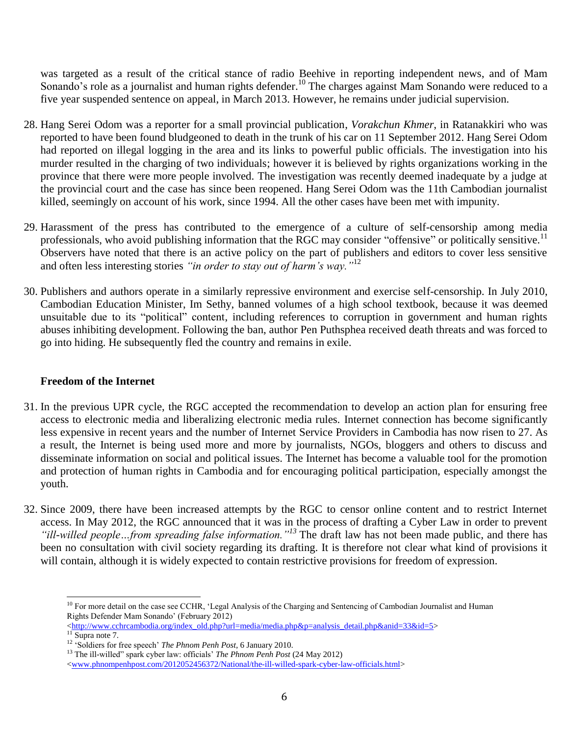was targeted as a result of the critical stance of radio Beehive in reporting independent news, and of Mam Sonando's role as a journalist and human rights defender.[10] The charges against Mam Sonando were reduced to a five year suspended sentence on appeal, in March 2013. However, he remains under judicial supervision.

28. Hang Serei Odom was a reporter for a small provincial publication, *Vorakchun Khmer*, in Ratanakkiri who was reported to have been found bludgeoned to death in the trunk of his car on 11 September 2012. Hang Serei Odom had reported on illegal logging in the area and its links to powerful public officials. The investigation into his murder resulted in the charging of two individuals; however it is believed by rights organizations working in the province that there were more people involved. The investigation was recently deemed inadequate by a judge at the provincial court and the case has since been reopened. Hang Serei Odom was the 11th Cambodian journalist killed, seemingly on account of his work, since 1994. All the other cases have been met with impunity.

29. Harassment of the press has contributed to the emergence of a culture of self-censorship among media professionals, who avoid publishing information that the RGC may consider "offensive" or politically sensitive.[11] Observers have noted that there is an active policy on the part of publishers and editors to cover less sensitive and often less interesting stories *"in order to stay out of harm's way."*[12]

30. Publishers and authors operate in a similarly repressive environment and exercise self-censorship. In July 2010, Cambodian Education Minister, Im Sethy, banned volumes of a high school textbook, because it was deemed unsuitable due to its "political" content, including references to corruption in government and human rights abuses inhibiting development. Following the ban, author Pen Puthsphea received death threats and was forced to go into hiding. He subsequently fled the country and remains in exile.

**Freedom of the Internet**

31. In the previous UPR cycle, the RGC accepted the recommendation to develop an action plan for ensuring free access to electronic media and liberalizing electronic media rules. Internet connection has become significantly less expensive in recent years and the number of Internet Service Providers in Cambodia has now risen to 27. As a result, the Internet is being used more and more by journalists, NGOs, bloggers and others to discuss and disseminate information on social and political issues. The Internet has become a valuable tool for the promotion and protection of human rights in Cambodia and for encouraging political participation, especially amongst the youth.

32. Since 2009, there have been increased attempts by the RGC to censor online content and to restrict Internet access. In May 2012, the RGC announced that it was in the process of drafting a Cyber Law in order to prevent *"ill-willed people…from spreading false information."*[13] The draft law has not been made public, and there has been no consultation with civil society regarding its drafting. It is therefore not clear what kind of provisions it will contain, although it is widely expected to contain restrictive provisions for freedom of expression.

---

[10] For more detail on the case see CCHR, 'Legal Analysis of the Charging and Sentencing of Cambodian Journalist and Human Rights Defender Mam Sonando' (February 2012) <http://www.cchrcambodia.org/index_old.php?url=media/media.php&p=analysis_detail.php&anid=33&id=5>

[11] Supra note 7.

[12] 'Soldiers for free speech' *The Phnom Penh Post*, 6 January 2010.

[13] The ill-willed" spark cyber law: officials' *The Phnom Penh Post* (24 May 2012) <www.phnompenhpost.com/2012052456372/National/the-ill-willed-spark-cyber-law-officials.html>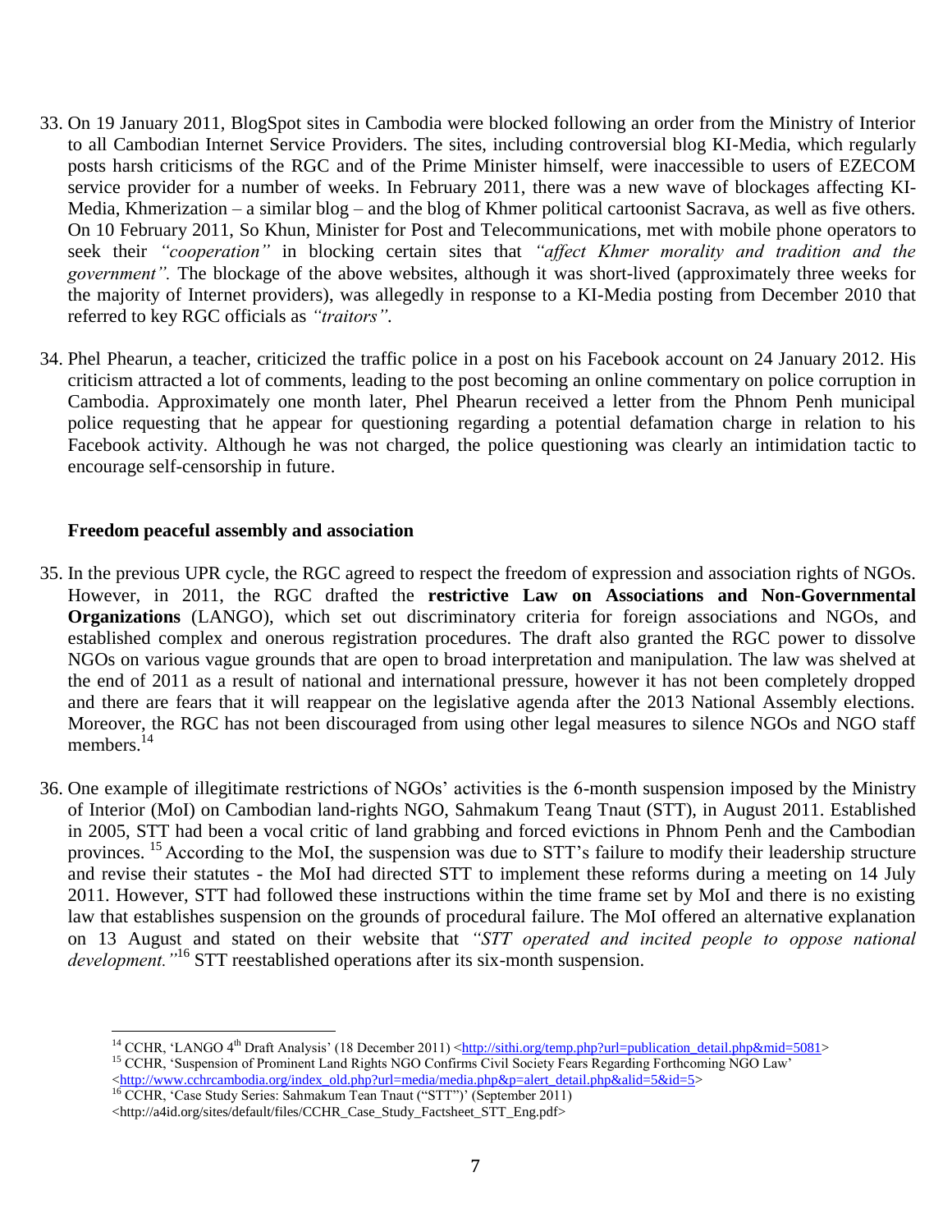33. On 19 January 2011, BlogSpot sites in Cambodia were blocked following an order from the Ministry of Interior to all Cambodian Internet Service Providers. The sites, including controversial blog KI-Media, which regularly posts harsh criticisms of the RGC and of the Prime Minister himself, were inaccessible to users of EZECOM service provider for a number of weeks. In February 2011, there was a new wave of blockages affecting KI-Media, Khmerization – a similar blog – and the blog of Khmer political cartoonist Sacrava, as well as five others. On 10 February 2011, So Khun, Minister for Post and Telecommunications, met with mobile phone operators to seek their *"cooperation"* in blocking certain sites that *"affect Khmer morality and tradition and the government".* The blockage of the above websites, although it was short-lived (approximately three weeks for the majority of Internet providers), was allegedly in response to a KI-Media posting from December 2010 that referred to key RGC officials as *"traitors".*

34. Phel Phearun, a teacher, criticized the traffic police in a post on his Facebook account on 24 January 2012. His criticism attracted a lot of comments, leading to the post becoming an online commentary on police corruption in Cambodia. Approximately one month later, Phel Phearun received a letter from the Phnom Penh municipal police requesting that he appear for questioning regarding a potential defamation charge in relation to his Facebook activity. Although he was not charged, the police questioning was clearly an intimidation tactic to encourage self-censorship in future.

**Freedom peaceful assembly and association**

35. In the previous UPR cycle, the RGC agreed to respect the freedom of expression and association rights of NGOs. However, in 2011, the RGC drafted the **restrictive Law on Associations and Non-Governmental Organizations** (LANGO), which set out discriminatory criteria for foreign associations and NGOs, and established complex and onerous registration procedures. The draft also granted the RGC power to dissolve NGOs on various vague grounds that are open to broad interpretation and manipulation. The law was shelved at the end of 2011 as a result of national and international pressure, however it has not been completely dropped and there are fears that it will reappear on the legislative agenda after the 2013 National Assembly elections. Moreover, the RGC has not been discouraged from using other legal measures to silence NGOs and NGO staff members.[14]

36. One example of illegitimate restrictions of NGOs' activities is the 6-month suspension imposed by the Ministry of Interior (MoI) on Cambodian land-rights NGO, Sahmakum Teang Tnaut (STT), in August 2011. Established in 2005, STT had been a vocal critic of land grabbing and forced evictions in Phnom Penh and the Cambodian provinces.[15] According to the MoI, the suspension was due to STT's failure to modify their leadership structure and revise their statutes - the MoI had directed STT to implement these reforms during a meeting on 14 July 2011. However, STT had followed these instructions within the time frame set by MoI and there is no existing law that establishes suspension on the grounds of procedural failure. The MoI offered an alternative explanation on 13 August and stated on their website that *"STT operated and incited people to oppose national development."*[16] STT reestablished operations after its six-month suspension.

---

[14] CCHR, 'LANGO 4th Draft Analysis' (18 December 2011) <http://sithi.org/temp.php?url=publication_detail.php&mid=5081>

[15] CCHR, 'Suspension of Prominent Land Rights NGO Confirms Civil Society Fears Regarding Forthcoming NGO Law' <http://www.cchrcambodia.org/index_old.php?url=media/media.php&p=alert_detail.php&alid=5&id=5>

[16] CCHR, 'Case Study Series: Sahmakum Tean Tnaut ("STT")' (September 2011) <http://a4id.org/sites/default/files/CCHR_Case_Study_Factsheet_STT_Eng.pdf>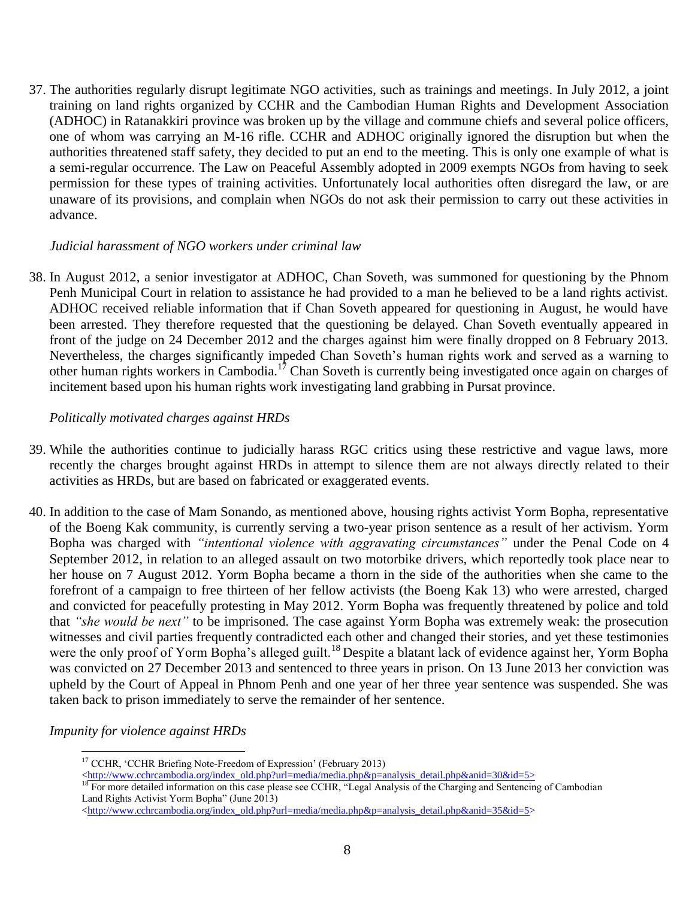37. The authorities regularly disrupt legitimate NGO activities, such as trainings and meetings. In July 2012, a joint training on land rights organized by CCHR and the Cambodian Human Rights and Development Association (ADHOC) in Ratanakkiri province was broken up by the village and commune chiefs and several police officers, one of whom was carrying an M-16 rifle. CCHR and ADHOC originally ignored the disruption but when the authorities threatened staff safety, they decided to put an end to the meeting. This is only one example of what is a semi-regular occurrence. The Law on Peaceful Assembly adopted in 2009 exempts NGOs from having to seek permission for these types of training activities. Unfortunately local authorities often disregard the law, or are unaware of its provisions, and complain when NGOs do not ask their permission to carry out these activities in advance.

*Judicial harassment of NGO workers under criminal law*

38. In August 2012, a senior investigator at ADHOC, Chan Soveth, was summoned for questioning by the Phnom Penh Municipal Court in relation to assistance he had provided to a man he believed to be a land rights activist. ADHOC received reliable information that if Chan Soveth appeared for questioning in August, he would have been arrested. They therefore requested that the questioning be delayed. Chan Soveth eventually appeared in front of the judge on 24 December 2012 and the charges against him were finally dropped on 8 February 2013. Nevertheless, the charges significantly impeded Chan Soveth's human rights work and served as a warning to other human rights workers in Cambodia.[17] Chan Soveth is currently being investigated once again on charges of incitement based upon his human rights work investigating land grabbing in Pursat province.

*Politically motivated charges against HRDs*

39. While the authorities continue to judicially harass RGC critics using these restrictive and vague laws, more recently the charges brought against HRDs in attempt to silence them are not always directly related to their activities as HRDs, but are based on fabricated or exaggerated events.

40. In addition to the case of Mam Sonando, as mentioned above, housing rights activist Yorm Bopha, representative of the Boeng Kak community, is currently serving a two-year prison sentence as a result of her activism. Yorm Bopha was charged with *"intentional violence with aggravating circumstances"* under the Penal Code on 4 September 2012, in relation to an alleged assault on two motorbike drivers, which reportedly took place near to her house on 7 August 2012. Yorm Bopha became a thorn in the side of the authorities when she came to the forefront of a campaign to free thirteen of her fellow activists (the Boeng Kak 13) who were arrested, charged and convicted for peacefully protesting in May 2012. Yorm Bopha was frequently threatened by police and told that *"she would be next"* to be imprisoned. The case against Yorm Bopha was extremely weak: the prosecution witnesses and civil parties frequently contradicted each other and changed their stories, and yet these testimonies were the only proof of Yorm Bopha's alleged guilt.[18] Despite a blatant lack of evidence against her, Yorm Bopha was convicted on 27 December 2013 and sentenced to three years in prison. On 13 June 2013 her conviction was upheld by the Court of Appeal in Phnom Penh and one year of her three year sentence was suspended. She was taken back to prison immediately to serve the remainder of her sentence.

*Impunity for violence against HRDs*

---

[17] CCHR, 'CCHR Briefing Note-Freedom of Expression' (February 2013) <http://www.cchrcambodia.org/index_old.php?url=media/media.php&p=analysis_detail.php&anid=30&id=5>

[18] For more detailed information on this case please see CCHR, "Legal Analysis of the Charging and Sentencing of Cambodian Land Rights Activist Yorm Bopha" (June 2013) <http://www.cchrcambodia.org/index_old.php?url=media/media.php&p=analysis_detail.php&anid=35&id=5>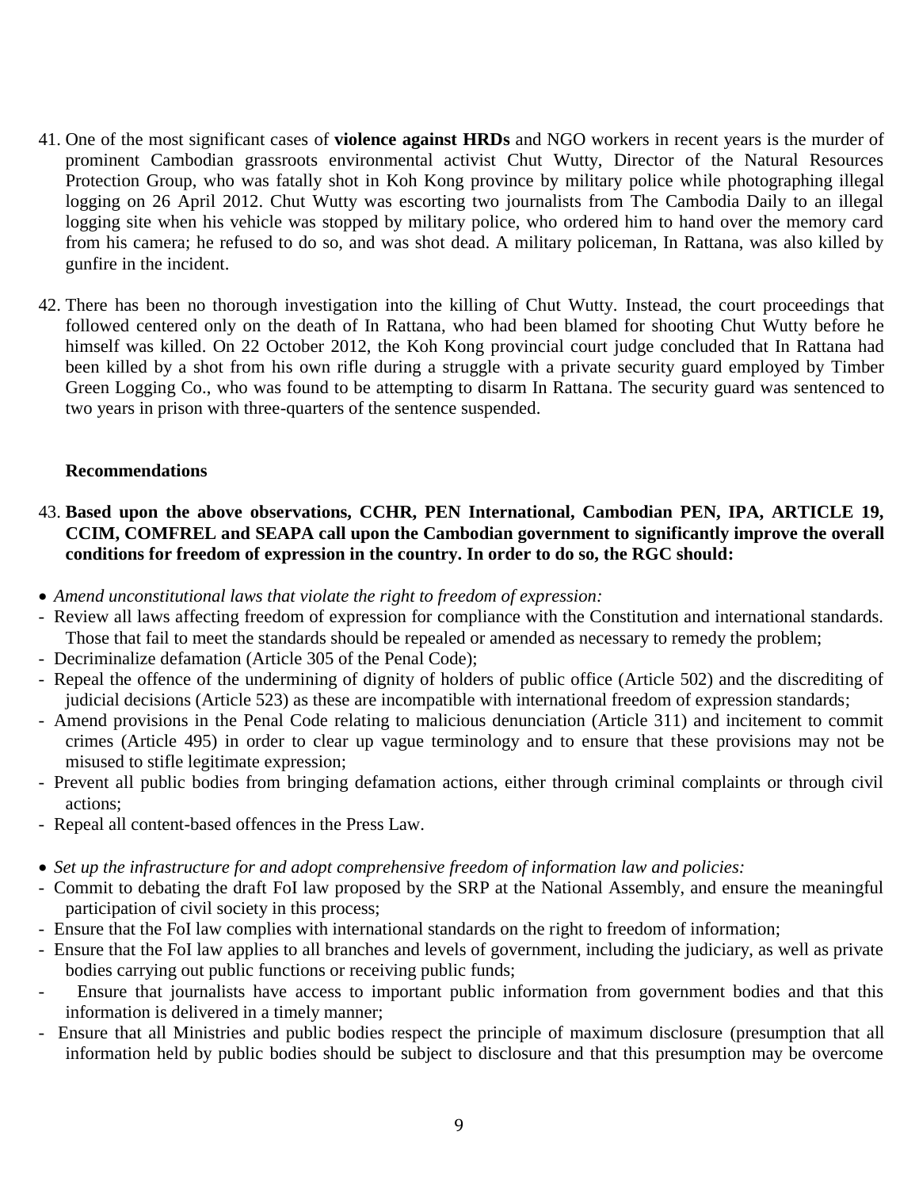41. One of the most significant cases of **violence against HRDs** and NGO workers in recent years is the murder of prominent Cambodian grassroots environmental activist Chut Wutty, Director of the Natural Resources Protection Group, who was fatally shot in Koh Kong province by military police while photographing illegal logging on 26 April 2012. Chut Wutty was escorting two journalists from The Cambodia Daily to an illegal logging site when his vehicle was stopped by military police, who ordered him to hand over the memory card from his camera; he refused to do so, and was shot dead. A military policeman, In Rattana, was also killed by gunfire in the incident.

42. There has been no thorough investigation into the killing of Chut Wutty. Instead, the court proceedings that followed centered only on the death of In Rattana, who had been blamed for shooting Chut Wutty before he himself was killed. On 22 October 2012, the Koh Kong provincial court judge concluded that In Rattana had been killed by a shot from his own rifle during a struggle with a private security guard employed by Timber Green Logging Co., who was found to be attempting to disarm In Rattana. The security guard was sentenced to two years in prison with three-quarters of the sentence suspended.

**Recommendations**

43. **Based upon the above observations, CCHR, PEN International, Cambodian PEN, IPA, ARTICLE 19, CCIM, COMFREL and SEAPA call upon the Cambodian government to significantly improve the overall conditions for freedom of expression in the country. In order to do so, the RGC should:**

- *Amend unconstitutional laws that violate the right to freedom of expression:*

- Review all laws affecting freedom of expression for compliance with the Constitution and international standards. Those that fail to meet the standards should be repealed or amended as necessary to remedy the problem;
- Decriminalize defamation (Article 305 of the Penal Code);
- Repeal the offence of the undermining of dignity of holders of public office (Article 502) and the discrediting of judicial decisions (Article 523) as these are incompatible with international freedom of expression standards;
- Amend provisions in the Penal Code relating to malicious denunciation (Article 311) and incitement to commit crimes (Article 495) in order to clear up vague terminology and to ensure that these provisions may not be misused to stifle legitimate expression;
- Prevent all public bodies from bringing defamation actions, either through criminal complaints or through civil actions;
- Repeal all content-based offences in the Press Law.

- *Set up the infrastructure for and adopt comprehensive freedom of information law and policies:*

- Commit to debating the draft FoI law proposed by the SRP at the National Assembly, and ensure the meaningful participation of civil society in this process;
- Ensure that the FoI law complies with international standards on the right to freedom of information;
- Ensure that the FoI law applies to all branches and levels of government, including the judiciary, as well as private bodies carrying out public functions or receiving public funds;
- Ensure that journalists have access to important public information from government bodies and that this information is delivered in a timely manner;
- Ensure that all Ministries and public bodies respect the principle of maximum disclosure (presumption that all information held by public bodies should be subject to disclosure and that this presumption may be overcome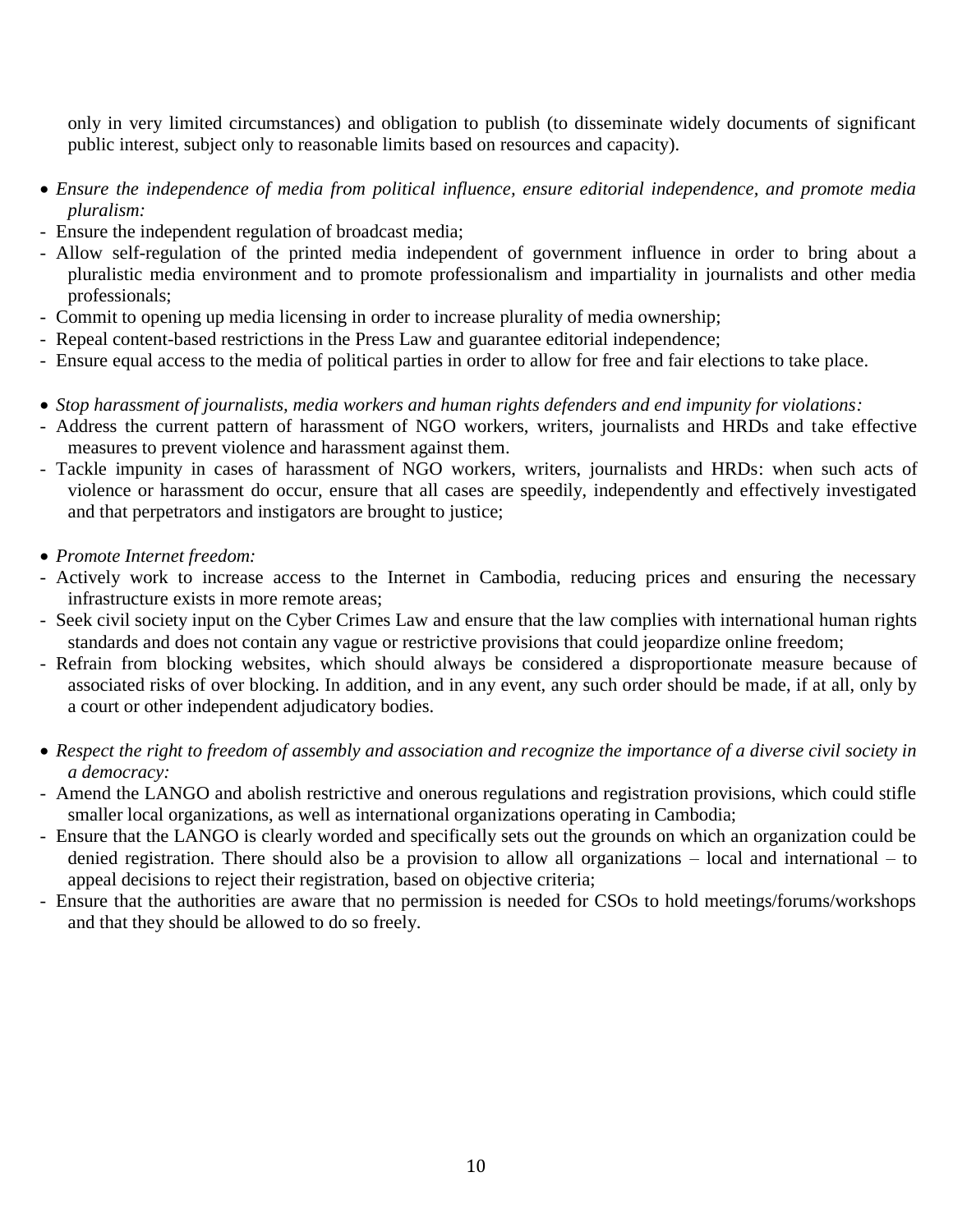only in very limited circumstances) and obligation to publish (to disseminate widely documents of significant public interest, subject only to reasonable limits based on resources and capacity).

- *Ensure the independence of media from political influence, ensure editorial independence, and promote media pluralism:*

- Ensure the independent regulation of broadcast media;
- Allow self-regulation of the printed media independent of government influence in order to bring about a pluralistic media environment and to promote professionalism and impartiality in journalists and other media professionals;
- Commit to opening up media licensing in order to increase plurality of media ownership;
- Repeal content-based restrictions in the Press Law and guarantee editorial independence;
- Ensure equal access to the media of political parties in order to allow for free and fair elections to take place.

- *Stop harassment of journalists, media workers and human rights defenders and end impunity for violations:*

- Address the current pattern of harassment of NGO workers, writers, journalists and HRDs and take effective measures to prevent violence and harassment against them.
- Tackle impunity in cases of harassment of NGO workers, writers, journalists and HRDs: when such acts of violence or harassment do occur, ensure that all cases are speedily, independently and effectively investigated and that perpetrators and instigators are brought to justice;

- *Promote Internet freedom:*

- Actively work to increase access to the Internet in Cambodia, reducing prices and ensuring the necessary infrastructure exists in more remote areas;
- Seek civil society input on the Cyber Crimes Law and ensure that the law complies with international human rights standards and does not contain any vague or restrictive provisions that could jeopardize online freedom;
- Refrain from blocking websites, which should always be considered a disproportionate measure because of associated risks of over blocking. In addition, and in any event, any such order should be made, if at all, only by a court or other independent adjudicatory bodies.

- *Respect the right to freedom of assembly and association and recognize the importance of a diverse civil society in a democracy:*

- Amend the LANGO and abolish restrictive and onerous regulations and registration provisions, which could stifle smaller local organizations, as well as international organizations operating in Cambodia;
- Ensure that the LANGO is clearly worded and specifically sets out the grounds on which an organization could be denied registration. There should also be a provision to allow all organizations – local and international – to appeal decisions to reject their registration, based on objective criteria;
- Ensure that the authorities are aware that no permission is needed for CSOs to hold meetings/forums/workshops and that they should be allowed to do so freely.